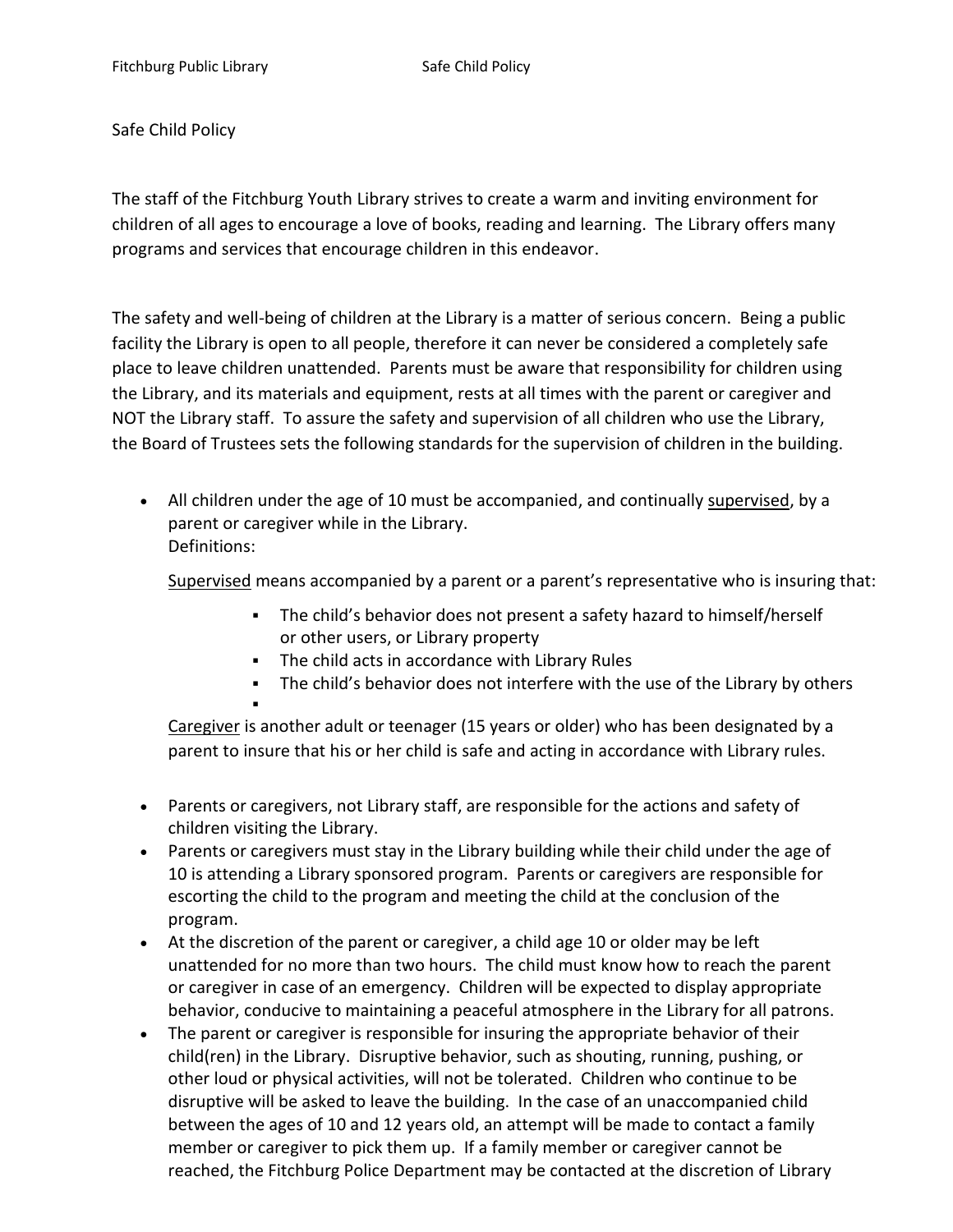# Safe Child Policy

The staff of the Fitchburg Youth Library strives to create a warm and inviting environment for children of all ages to encourage a love of books, reading and learning. The Library offers many programs and services that encourage children in this endeavor.

The safety and well-being of children at the Library is a matter of serious concern. Being a public facility the Library is open to all people, therefore it can never be considered a completely safe place to leave children unattended. Parents must be aware that responsibility for children using the Library, and its materials and equipment, rests at all times with the parent or caregiver and NOT the Library staff. To assure the safety and supervision of all children who use the Library, the Board of Trustees sets the following standards for the supervision of children in the building.

- All children under the age of 10 must be accompanied, and continually <u>supervised</u>, by a parent or caregiver while in the Library.
  Definitions:

  <u>Supervised</u> means accompanied by a parent or a parent's representative who is insuring that:

  - The child's behavior does not present a safety hazard to himself/herself or other users, or Library property
  - The child acts in accordance with Library Rules
  - The child's behavior does not interfere with the use of the Library by others

  <u>Caregiver</u> is another adult or teenager (15 years or older) who has been designated by a parent to insure that his or her child is safe and acting in accordance with Library rules.

- Parents or caregivers, not Library staff, are responsible for the actions and safety of children visiting the Library.
- Parents or caregivers must stay in the Library building while their child under the age of 10 is attending a Library sponsored program. Parents or caregivers are responsible for escorting the child to the program and meeting the child at the conclusion of the program.
- At the discretion of the parent or caregiver, a child age 10 or older may be left unattended for no more than two hours. The child must know how to reach the parent or caregiver in case of an emergency. Children will be expected to display appropriate behavior, conducive to maintaining a peaceful atmosphere in the Library for all patrons.
- The parent or caregiver is responsible for insuring the appropriate behavior of their child(ren) in the Library. Disruptive behavior, such as shouting, running, pushing, or other loud or physical activities, will not be tolerated. Children who continue to be disruptive will be asked to leave the building. In the case of an unaccompanied child between the ages of 10 and 12 years old, an attempt will be made to contact a family member or caregiver to pick them up. If a family member or caregiver cannot be reached, the Fitchburg Police Department may be contacted at the discretion of Library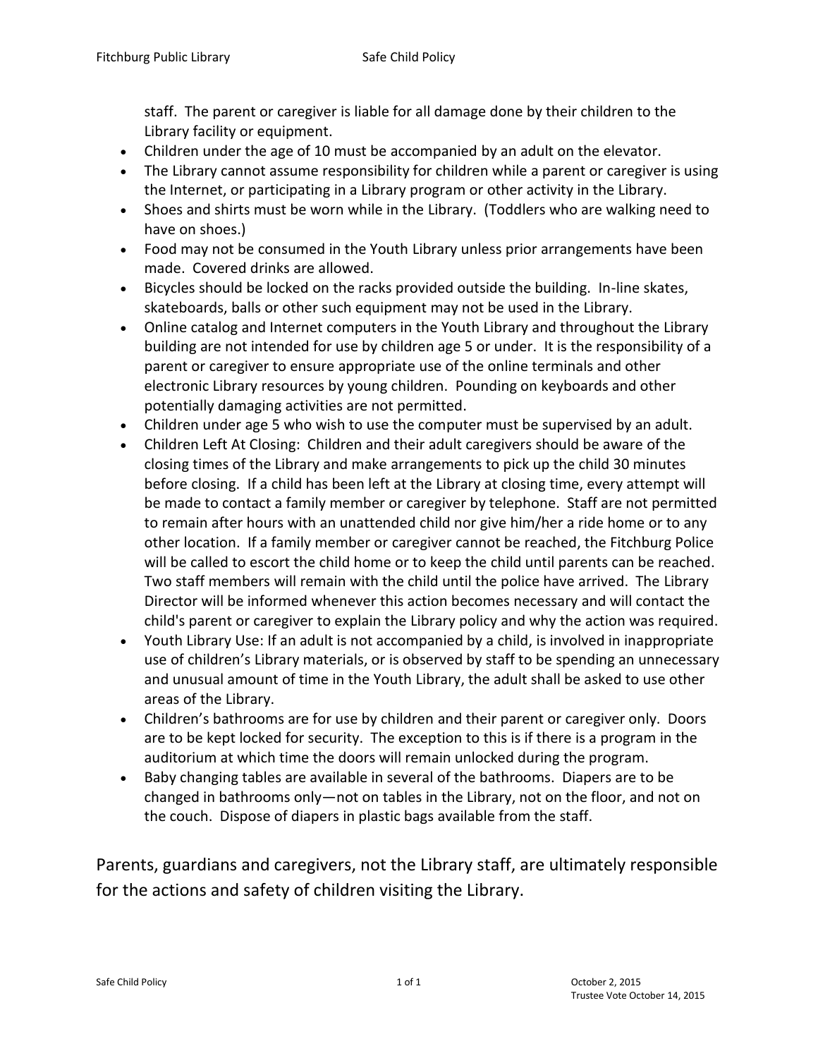staff. The parent or caregiver is liable for all damage done by their children to the Library facility or equipment.

- Children under the age of 10 must be accompanied by an adult on the elevator.
- The Library cannot assume responsibility for children while a parent or caregiver is using the Internet, or participating in a Library program or other activity in the Library.
- Shoes and shirts must be worn while in the Library. (Toddlers who are walking need to have on shoes.)
- Food may not be consumed in the Youth Library unless prior arrangements have been made. Covered drinks are allowed.
- Bicycles should be locked on the racks provided outside the building. In-line skates, skateboards, balls or other such equipment may not be used in the Library.
- Online catalog and Internet computers in the Youth Library and throughout the Library building are not intended for use by children age 5 or under. It is the responsibility of a parent or caregiver to ensure appropriate use of the online terminals and other electronic Library resources by young children. Pounding on keyboards and other potentially damaging activities are not permitted.
- Children under age 5 who wish to use the computer must be supervised by an adult.
- Children Left At Closing: Children and their adult caregivers should be aware of the closing times of the Library and make arrangements to pick up the child 30 minutes before closing. If a child has been left at the Library at closing time, every attempt will be made to contact a family member or caregiver by telephone. Staff are not permitted to remain after hours with an unattended child nor give him/her a ride home or to any other location. If a family member or caregiver cannot be reached, the Fitchburg Police will be called to escort the child home or to keep the child until parents can be reached. Two staff members will remain with the child until the police have arrived. The Library Director will be informed whenever this action becomes necessary and will contact the child's parent or caregiver to explain the Library policy and why the action was required.
- Youth Library Use: If an adult is not accompanied by a child, is involved in inappropriate use of children's Library materials, or is observed by staff to be spending an unnecessary and unusual amount of time in the Youth Library, the adult shall be asked to use other areas of the Library.
- Children's bathrooms are for use by children and their parent or caregiver only. Doors are to be kept locked for security. The exception to this is if there is a program in the auditorium at which time the doors will remain unlocked during the program.
- Baby changing tables are available in several of the bathrooms. Diapers are to be changed in bathrooms only—not on tables in the Library, not on the floor, and not on the couch. Dispose of diapers in plastic bags available from the staff.

Parents, guardians and caregivers, not the Library staff, are ultimately responsible for the actions and safety of children visiting the Library.

October 2, 2015
Trustee Vote October 14, 2015